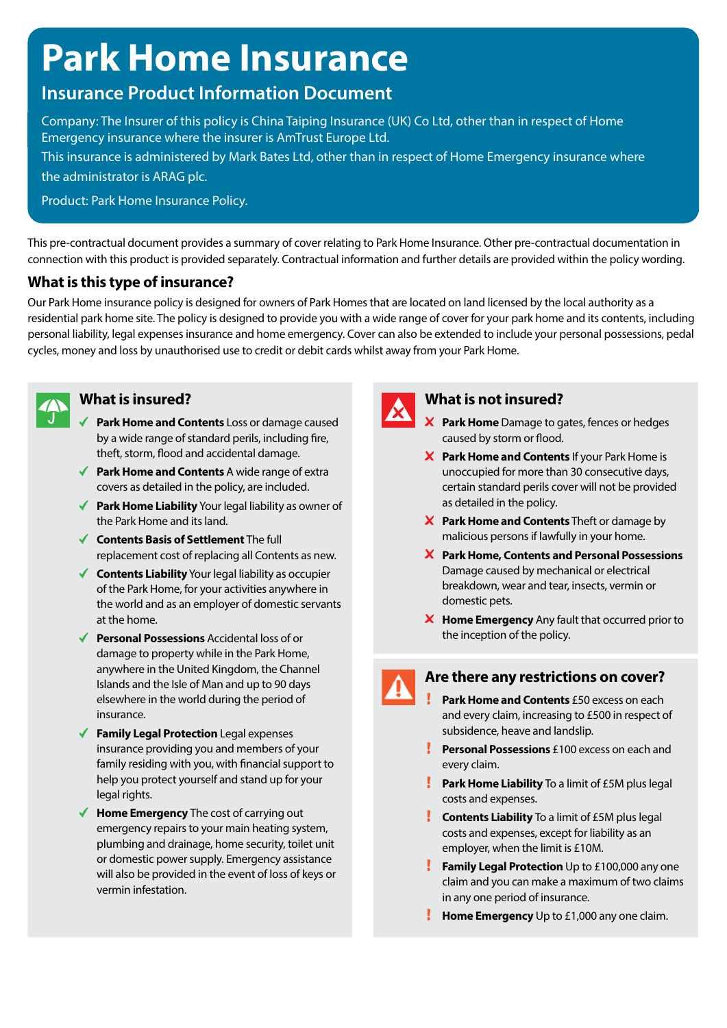# Park Home Insurance

## Insurance Product Information Document

Company: The Insurer of this policy is China Taiping Insurance (UK) Co Ltd, other than in respect of Home Emergency insurance where the insurer is AmTrust Europe Ltd.

This insurance is administered by Mark Bates Ltd, other than in respect of Home Emergency insurance where the administrator is ARAG plc.

Product: Park Home Insurance Policy.

This pre-contractual document provides a summary of cover relating to Park Home Insurance. Other pre-contractual documentation in connection with this product is provided separately. Contractual information and further details are provided within the policy wording.

### What is this type of insurance?

Our Park Home insurance policy is designed for owners of Park Homes that are located on land licensed by the local authority as a residential park home site. The policy is designed to provide you with a wide range of cover for your park home and its contents, including personal liability, legal expenses insurance and home emergency. Cover can also be extended to include your personal possessions, pedal cycles, money and loss by unauthorised use to credit or debit cards whilst away from your Park Home.

### What is insured?

- ✓ **Park Home and Contents** Loss or damage caused by a wide range of standard perils, including fire, theft, storm, flood and accidental damage.
- ✓ **Park Home and Contents** A wide range of extra covers as detailed in the policy, are included.
- ✓ **Park Home Liability** Your legal liability as owner of the Park Home and its land.
- ✓ **Contents Basis of Settlement** The full replacement cost of replacing all Contents as new.
- ✓ **Contents Liability** Your legal liability as occupier of the Park Home, for your activities anywhere in the world and as an employer of domestic servants at the home.
- ✓ **Personal Possessions** Accidental loss of or damage to property while in the Park Home, anywhere in the United Kingdom, the Channel Islands and the Isle of Man and up to 90 days elsewhere in the world during the period of insurance.
- ✓ **Family Legal Protection** Legal expenses insurance providing you and members of your family residing with you, with financial support to help you protect yourself and stand up for your legal rights.
- ✓ **Home Emergency** The cost of carrying out emergency repairs to your main heating system, plumbing and drainage, home security, toilet unit or domestic power supply. Emergency assistance will also be provided in the event of loss of keys or vermin infestation.

### What is not insured?

- ✗ **Park Home** Damage to gates, fences or hedges caused by storm or flood.
- ✗ **Park Home and Contents** If your Park Home is unoccupied for more than 30 consecutive days, certain standard perils cover will not be provided as detailed in the policy.
- ✗ **Park Home and Contents** Theft or damage by malicious persons if lawfully in your home.
- ✗ **Park Home, Contents and Personal Possessions** Damage caused by mechanical or electrical breakdown, wear and tear, insects, vermin or domestic pets.
- ✗ **Home Emergency** Any fault that occurred prior to the inception of the policy.

### Are there any restrictions on cover?

- ! **Park Home and Contents** £50 excess on each and every claim, increasing to £500 in respect of subsidence, heave and landslip.
- ! **Personal Possessions** £100 excess on each and every claim.
- ! **Park Home Liability** To a limit of £5M plus legal costs and expenses.
- ! **Contents Liability** To a limit of £5M plus legal costs and expenses, except for liability as an employer, when the limit is £10M.
- ! **Family Legal Protection** Up to £100,000 any one claim and you can make a maximum of two claims in any one period of insurance.
- ! **Home Emergency** Up to £1,000 any one claim.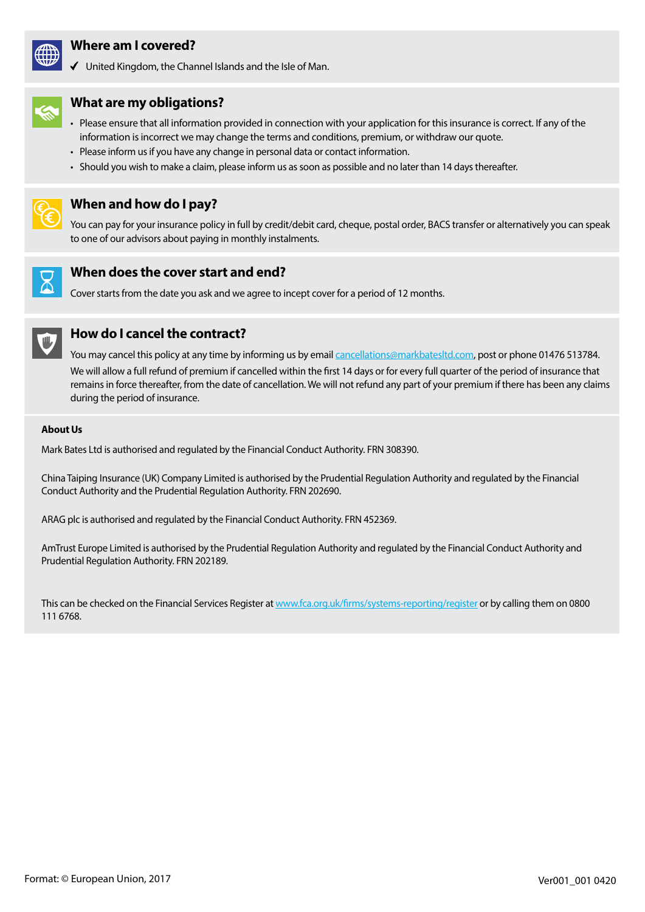## Where am I covered?

✓ United Kingdom, the Channel Islands and the Isle of Man.

## What are my obligations?

- Please ensure that all information provided in connection with your application for this insurance is correct. If any of the information is incorrect we may change the terms and conditions, premium, or withdraw our quote.
- Please inform us if you have any change in personal data or contact information.
- Should you wish to make a claim, please inform us as soon as possible and no later than 14 days thereafter.

## When and how do I pay?

You can pay for your insurance policy in full by credit/debit card, cheque, postal order, BACS transfer or alternatively you can speak to one of our advisors about paying in monthly instalments.

## When does the cover start and end?

Cover starts from the date you ask and we agree to incept cover for a period of 12 months.

## How do I cancel the contract?

You may cancel this policy at any time by informing us by email cancellations@markbatesltd.com, post or phone 01476 513784.

We will allow a full refund of premium if cancelled within the first 14 days or for every full quarter of the period of insurance that remains in force thereafter, from the date of cancellation. We will not refund any part of your premium if there has been any claims during the period of insurance.

**About Us**

Mark Bates Ltd is authorised and regulated by the Financial Conduct Authority. FRN 308390.

China Taiping Insurance (UK) Company Limited is authorised by the Prudential Regulation Authority and regulated by the Financial Conduct Authority and the Prudential Regulation Authority. FRN 202690.

ARAG plc is authorised and regulated by the Financial Conduct Authority. FRN 452369.

AmTrust Europe Limited is authorised by the Prudential Regulation Authority and regulated by the Financial Conduct Authority and Prudential Regulation Authority. FRN 202189.

This can be checked on the Financial Services Register at www.fca.org.uk/firms/systems-reporting/register or by calling them on 0800 111 6768.

Format: © European Union, 2017

Ver001_001 0420